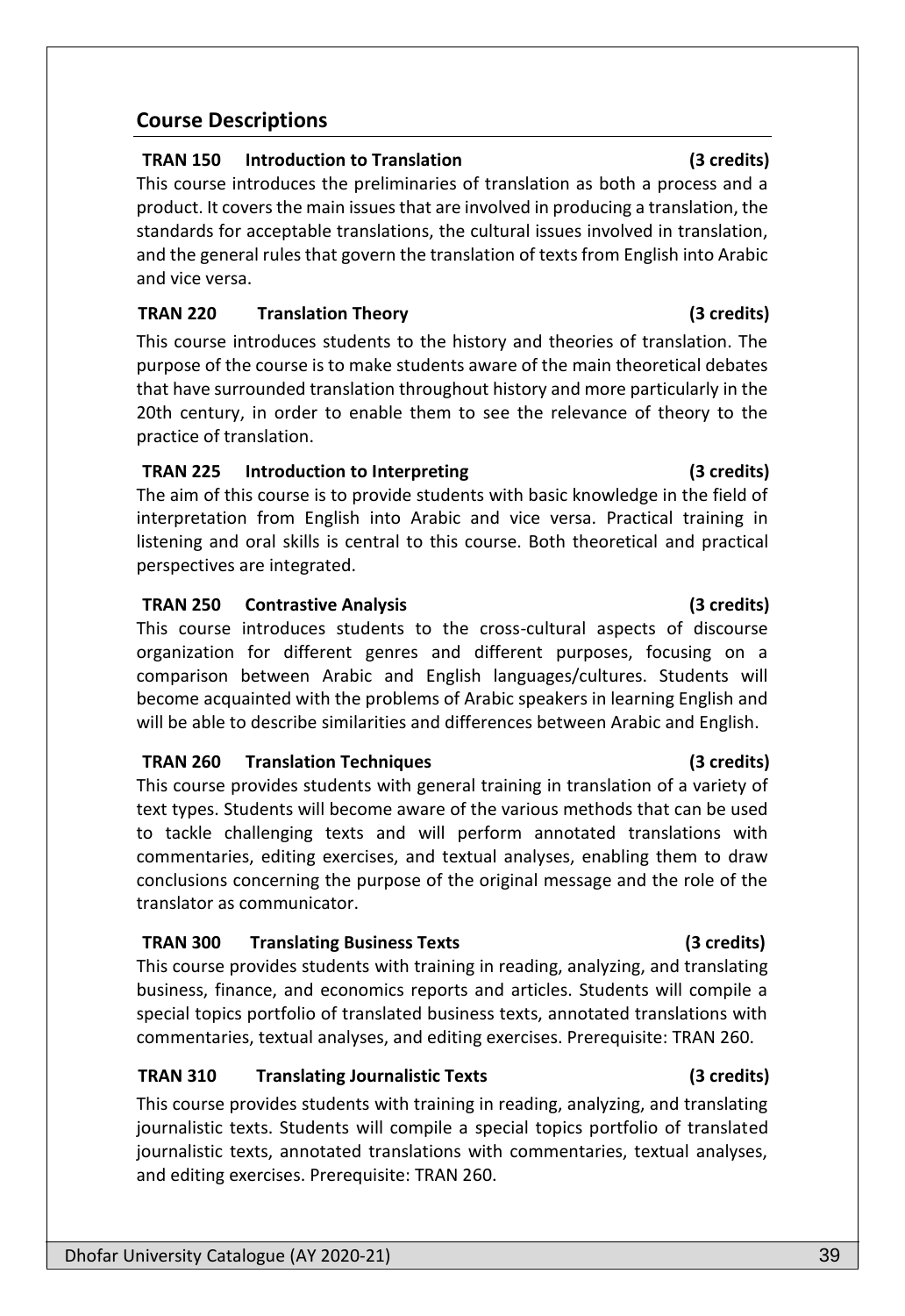## Course Descriptions

**TRAN 150 Introduction to Translation (3 credits)**

This course introduces the preliminaries of translation as both a process and a product. It covers the main issues that are involved in producing a translation, the standards for acceptable translations, the cultural issues involved in translation, and the general rules that govern the translation of texts from English into Arabic and vice versa.

**TRAN 220 Translation Theory (3 credits)**

This course introduces students to the history and theories of translation. The purpose of the course is to make students aware of the main theoretical debates that have surrounded translation throughout history and more particularly in the 20th century, in order to enable them to see the relevance of theory to the practice of translation.

**TRAN 225 Introduction to Interpreting (3 credits)**

The aim of this course is to provide students with basic knowledge in the field of interpretation from English into Arabic and vice versa. Practical training in listening and oral skills is central to this course. Both theoretical and practical perspectives are integrated.

**TRAN 250 Contrastive Analysis (3 credits)**

This course introduces students to the cross-cultural aspects of discourse organization for different genres and different purposes, focusing on a comparison between Arabic and English languages/cultures. Students will become acquainted with the problems of Arabic speakers in learning English and will be able to describe similarities and differences between Arabic and English.

**TRAN 260 Translation Techniques (3 credits)**

This course provides students with general training in translation of a variety of text types. Students will become aware of the various methods that can be used to tackle challenging texts and will perform annotated translations with commentaries, editing exercises, and textual analyses, enabling them to draw conclusions concerning the purpose of the original message and the role of the translator as communicator.

**TRAN 300 Translating Business Texts (3 credits)**

This course provides students with training in reading, analyzing, and translating business, finance, and economics reports and articles. Students will compile a special topics portfolio of translated business texts, annotated translations with commentaries, textual analyses, and editing exercises. Prerequisite: TRAN 260.

**TRAN 310 Translating Journalistic Texts (3 credits)**

This course provides students with training in reading, analyzing, and translating journalistic texts. Students will compile a special topics portfolio of translated journalistic texts, annotated translations with commentaries, textual analyses, and editing exercises. Prerequisite: TRAN 260.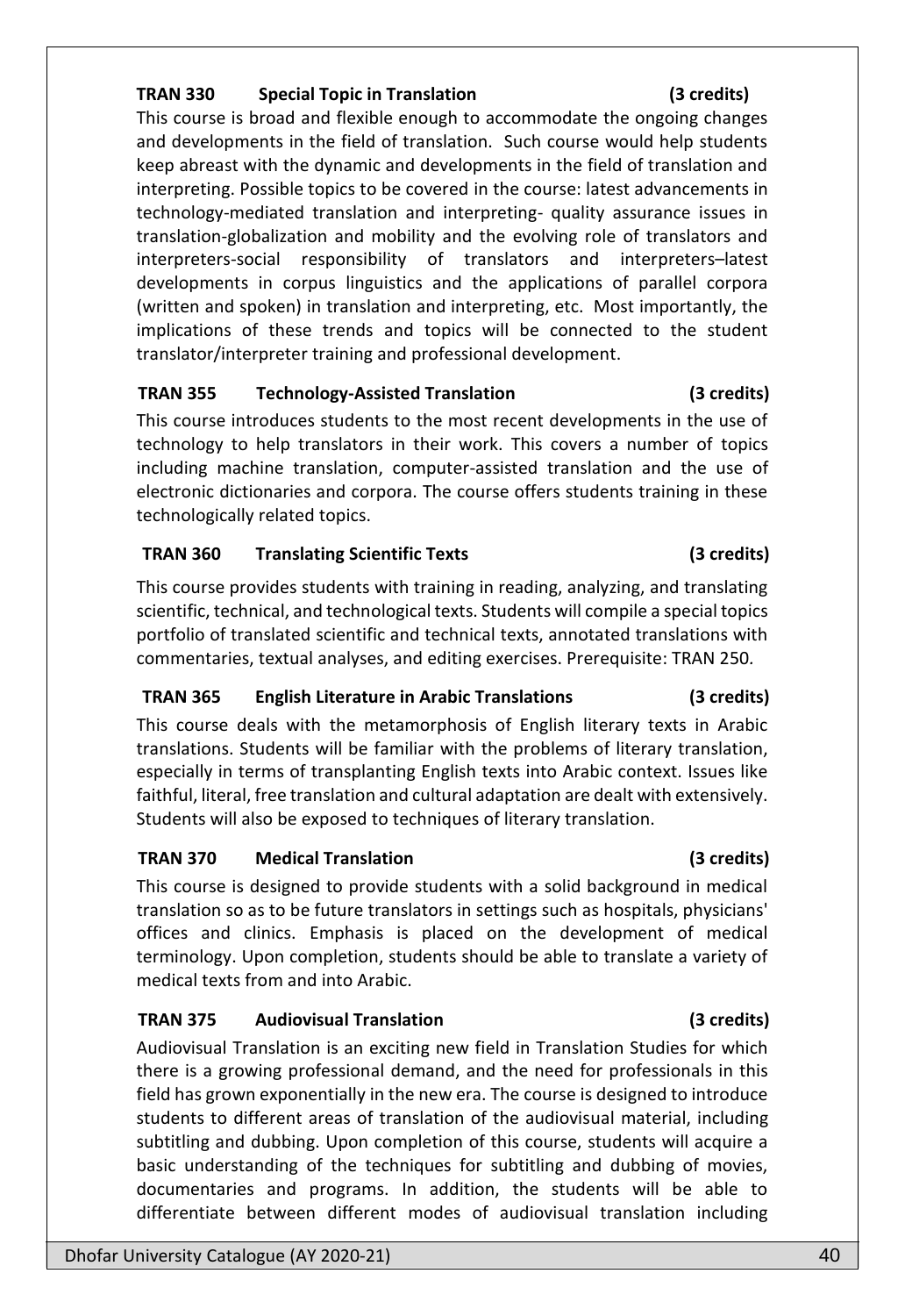**TRAN 330 Special Topic in Translation (3 credits)**

This course is broad and flexible enough to accommodate the ongoing changes and developments in the field of translation. Such course would help students keep abreast with the dynamic and developments in the field of translation and interpreting. Possible topics to be covered in the course: latest advancements in technology-mediated translation and interpreting- quality assurance issues in translation-globalization and mobility and the evolving role of translators and interpreters-social responsibility of translators and interpreters–latest developments in corpus linguistics and the applications of parallel corpora (written and spoken) in translation and interpreting, etc. Most importantly, the implications of these trends and topics will be connected to the student translator/interpreter training and professional development.

**TRAN 355 Technology-Assisted Translation (3 credits)**

This course introduces students to the most recent developments in the use of technology to help translators in their work. This covers a number of topics including machine translation, computer-assisted translation and the use of electronic dictionaries and corpora. The course offers students training in these technologically related topics.

**TRAN 360 Translating Scientific Texts (3 credits)**

This course provides students with training in reading, analyzing, and translating scientific, technical, and technological texts. Students will compile a special topics portfolio of translated scientific and technical texts, annotated translations with commentaries, textual analyses, and editing exercises. Prerequisite: TRAN 250.

**TRAN 365 English Literature in Arabic Translations (3 credits)**

This course deals with the metamorphosis of English literary texts in Arabic translations. Students will be familiar with the problems of literary translation, especially in terms of transplanting English texts into Arabic context. Issues like faithful, literal, free translation and cultural adaptation are dealt with extensively. Students will also be exposed to techniques of literary translation.

**TRAN 370 Medical Translation (3 credits)**

This course is designed to provide students with a solid background in medical translation so as to be future translators in settings such as hospitals, physicians' offices and clinics. Emphasis is placed on the development of medical terminology. Upon completion, students should be able to translate a variety of medical texts from and into Arabic.

**TRAN 375 Audiovisual Translation (3 credits)**

Audiovisual Translation is an exciting new field in Translation Studies for which there is a growing professional demand, and the need for professionals in this field has grown exponentially in the new era. The course is designed to introduce students to different areas of translation of the audiovisual material, including subtitling and dubbing. Upon completion of this course, students will acquire a basic understanding of the techniques for subtitling and dubbing of movies, documentaries and programs. In addition, the students will be able to differentiate between different modes of audiovisual translation including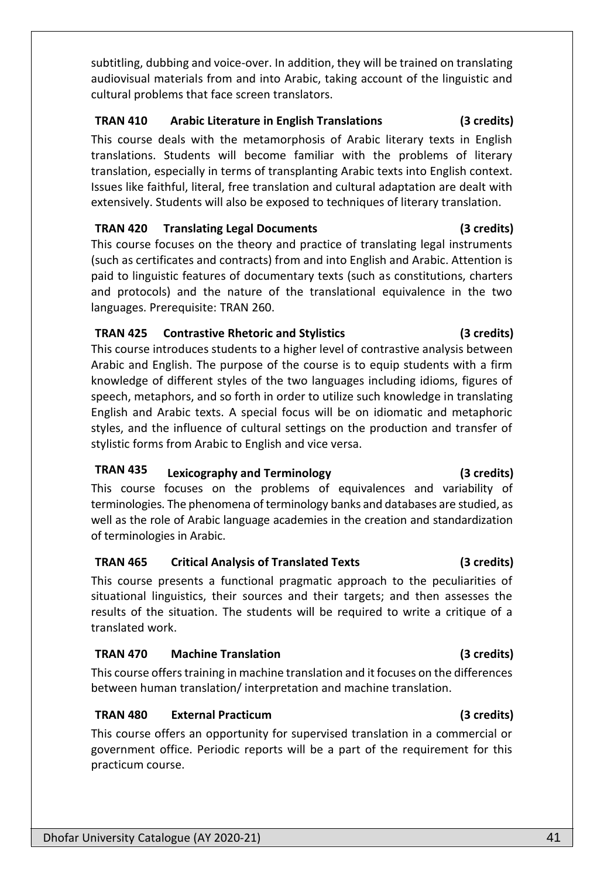subtitling, dubbing and voice-over. In addition, they will be trained on translating audiovisual materials from and into Arabic, taking account of the linguistic and cultural problems that face screen translators.

**TRAN 410 Arabic Literature in English Translations (3 credits)**

This course deals with the metamorphosis of Arabic literary texts in English translations. Students will become familiar with the problems of literary translation, especially in terms of transplanting Arabic texts into English context. Issues like faithful, literal, free translation and cultural adaptation are dealt with extensively. Students will also be exposed to techniques of literary translation.

**TRAN 420 Translating Legal Documents (3 credits)**

This course focuses on the theory and practice of translating legal instruments (such as certificates and contracts) from and into English and Arabic. Attention is paid to linguistic features of documentary texts (such as constitutions, charters and protocols) and the nature of the translational equivalence in the two languages. Prerequisite: TRAN 260.

**TRAN 425 Contrastive Rhetoric and Stylistics (3 credits)**

This course introduces students to a higher level of contrastive analysis between Arabic and English. The purpose of the course is to equip students with a firm knowledge of different styles of the two languages including idioms, figures of speech, metaphors, and so forth in order to utilize such knowledge in translating English and Arabic texts. A special focus will be on idiomatic and metaphoric styles, and the influence of cultural settings on the production and transfer of stylistic forms from Arabic to English and vice versa.

**TRAN 435 Lexicography and Terminology (3 credits)**

This course focuses on the problems of equivalences and variability of terminologies. The phenomena of terminology banks and databases are studied, as well as the role of Arabic language academies in the creation and standardization of terminologies in Arabic.

**TRAN 465 Critical Analysis of Translated Texts (3 credits)**

This course presents a functional pragmatic approach to the peculiarities of situational linguistics, their sources and their targets; and then assesses the results of the situation. The students will be required to write a critique of a translated work.

**TRAN 470 Machine Translation (3 credits)**

This course offers training in machine translation and it focuses on the differences between human translation/ interpretation and machine translation.

**TRAN 480 External Practicum (3 credits)**

This course offers an opportunity for supervised translation in a commercial or government office. Periodic reports will be a part of the requirement for this practicum course.